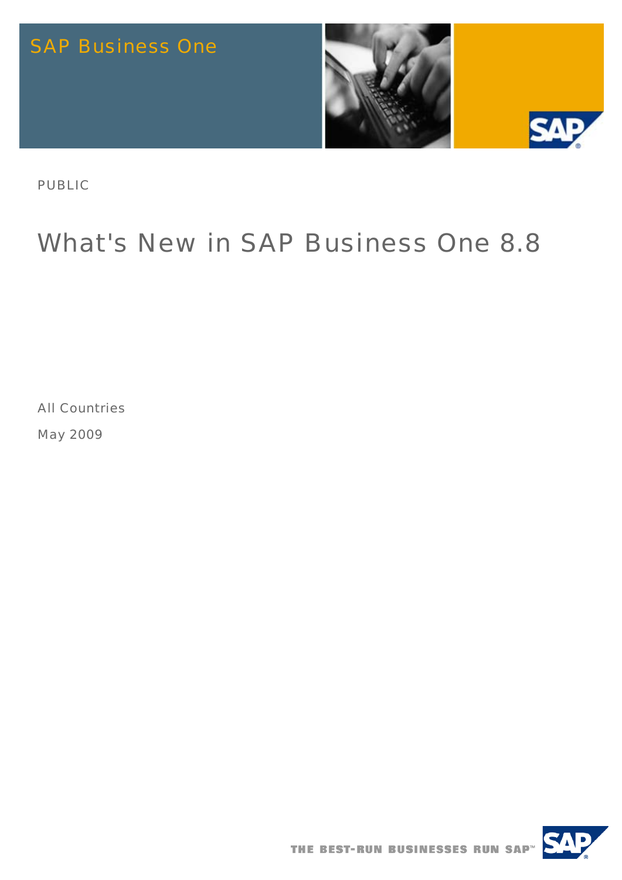SAP Business One

PUBLIC

# What's New in SAP Business One 8.8

All Countries

May 2009

THE BEST-RUN BUSINESSES RUN SAP™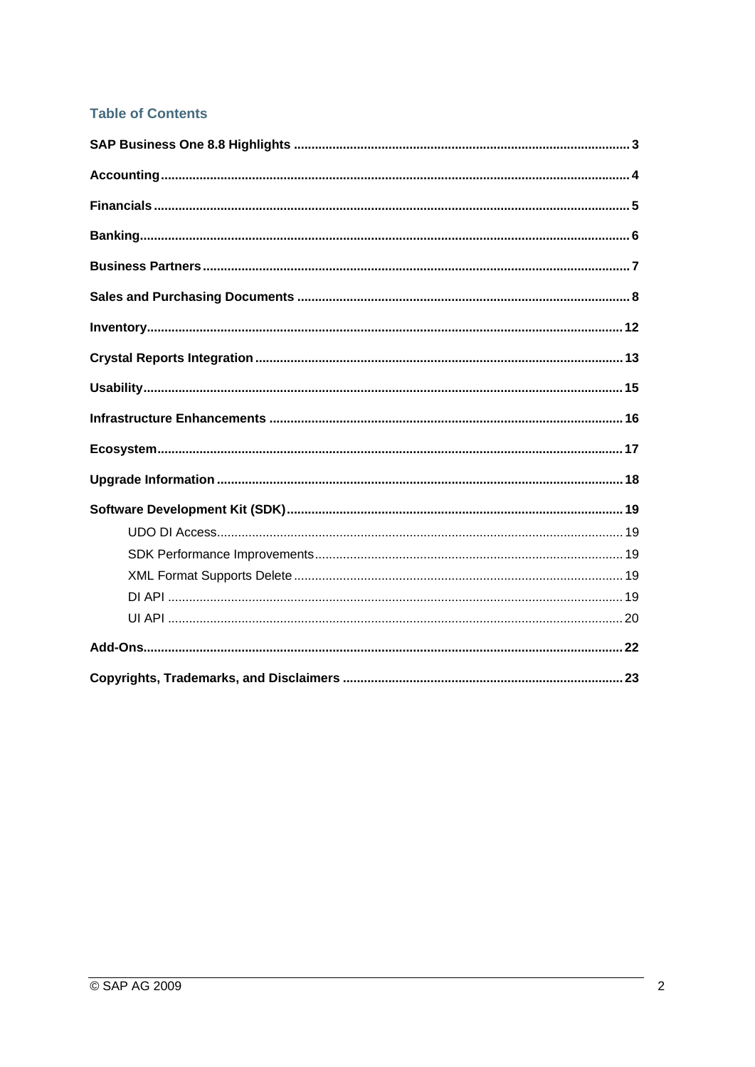## Table of Contents

**SAP Business One 8.8 Highlights** .......... 3

**Accounting** .......... 4

**Financials** .......... 5

**Banking** .......... 6

**Business Partners** .......... 7

**Sales and Purchasing Documents** .......... 8

**Inventory** .......... 12

**Crystal Reports Integration** .......... 13

**Usability** .......... 15

**Infrastructure Enhancements** .......... 16

**Ecosystem** .......... 17

**Upgrade Information** .......... 18

**Software Development Kit (SDK)** .......... 19

- UDO DI Access .......... 19
- SDK Performance Improvements .......... 19
- XML Format Supports Delete .......... 19
- DI API .......... 19
- UI API .......... 20

**Add-Ons** .......... 22

**Copyrights, Trademarks, and Disclaimers** .......... 23

© SAP AG 2009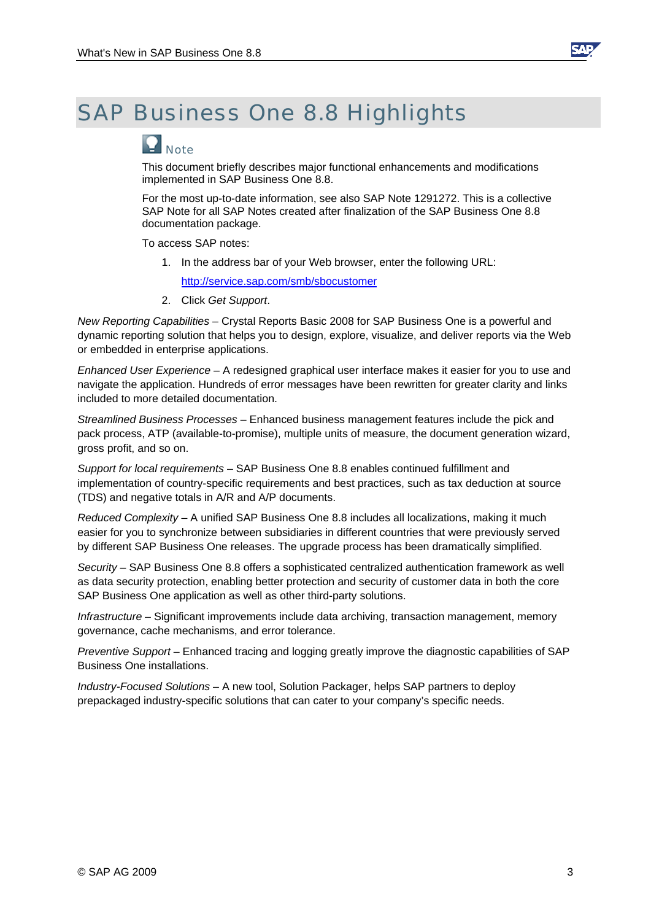# SAP Business One 8.8 Highlights

Note

This document briefly describes major functional enhancements and modifications implemented in SAP Business One 8.8.

For the most up-to-date information, see also SAP Note 1291272. This is a collective SAP Note for all SAP Notes created after finalization of the SAP Business One 8.8 documentation package.

To access SAP notes:

1. In the address bar of your Web browser, enter the following URL:

   http://service.sap.com/smb/sbocustomer

2. Click *Get Support*.

*New Reporting Capabilities* – Crystal Reports Basic 2008 for SAP Business One is a powerful and dynamic reporting solution that helps you to design, explore, visualize, and deliver reports via the Web or embedded in enterprise applications.

*Enhanced User Experience* – A redesigned graphical user interface makes it easier for you to use and navigate the application. Hundreds of error messages have been rewritten for greater clarity and links included to more detailed documentation.

*Streamlined Business Processes* – Enhanced business management features include the pick and pack process, ATP (available-to-promise), multiple units of measure, the document generation wizard, gross profit, and so on.

*Support for local requirements* – SAP Business One 8.8 enables continued fulfillment and implementation of country-specific requirements and best practices, such as tax deduction at source (TDS) and negative totals in A/R and A/P documents.

*Reduced Complexity* – A unified SAP Business One 8.8 includes all localizations, making it much easier for you to synchronize between subsidiaries in different countries that were previously served by different SAP Business One releases. The upgrade process has been dramatically simplified.

*Security* – SAP Business One 8.8 offers a sophisticated centralized authentication framework as well as data security protection, enabling better protection and security of customer data in both the core SAP Business One application as well as other third-party solutions.

*Infrastructure* – Significant improvements include data archiving, transaction management, memory governance, cache mechanisms, and error tolerance.

*Preventive Support* – Enhanced tracing and logging greatly improve the diagnostic capabilities of SAP Business One installations.

*Industry-Focused Solutions* – A new tool, Solution Packager, helps SAP partners to deploy prepackaged industry-specific solutions that can cater to your company's specific needs.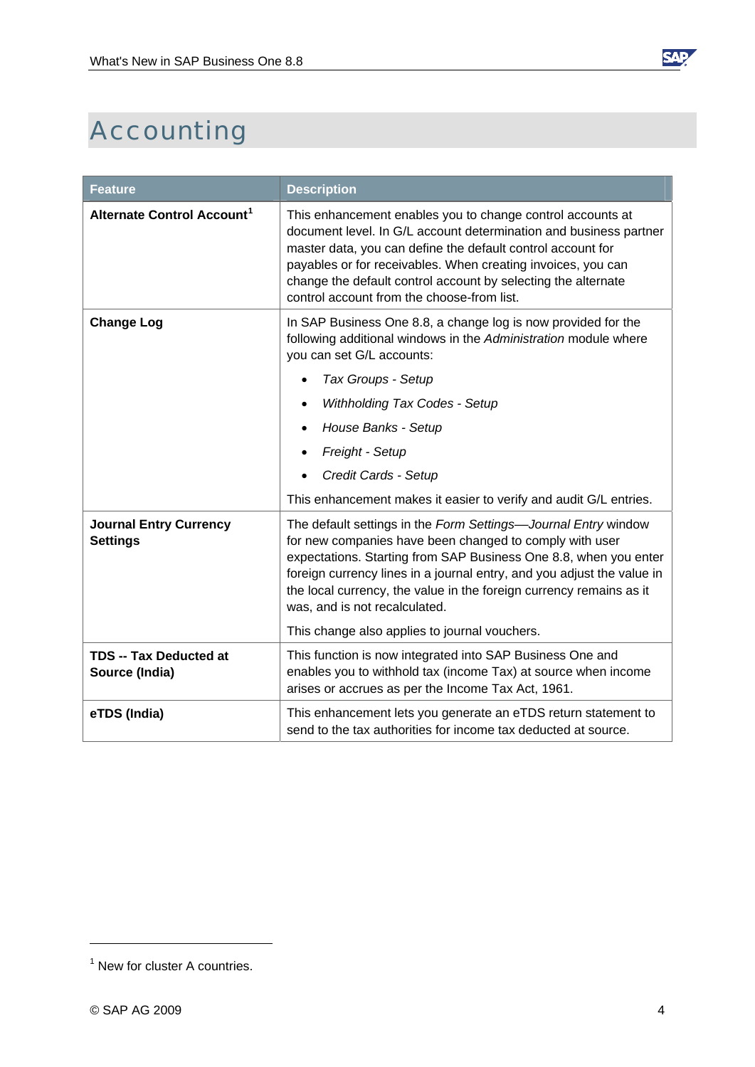# Accounting

| Feature | Description |
|---|---|
| **Alternate Control Account**[1] | This enhancement enables you to change control accounts at document level. In G/L account determination and business partner master data, you can define the default control account for payables or for receivables. When creating invoices, you can change the default control account by selecting the alternate control account from the choose-from list. |
| **Change Log** | In SAP Business One 8.8, a change log is now provided for the following additional windows in the *Administration* module where you can set G/L accounts:<br>• *Tax Groups - Setup*<br>• *Withholding Tax Codes - Setup*<br>• *House Banks - Setup*<br>• *Freight - Setup*<br>• *Credit Cards - Setup*<br>This enhancement makes it easier to verify and audit G/L entries. |
| **Journal Entry Currency Settings** | The default settings in the *Form Settings—Journal Entry* window for new companies have been changed to comply with user expectations. Starting from SAP Business One 8.8, when you enter foreign currency lines in a journal entry, and you adjust the value in the local currency, the value in the foreign currency remains as it was, and is not recalculated.<br>This change also applies to journal vouchers. |
| **TDS -- Tax Deducted at Source (India)** | This function is now integrated into SAP Business One and enables you to withhold tax (income Tax) at source when income arises or accrues as per the Income Tax Act, 1961. |
| **eTDS (India)** | This enhancement lets you generate an eTDS return statement to send to the tax authorities for income tax deducted at source. |

[1] New for cluster A countries.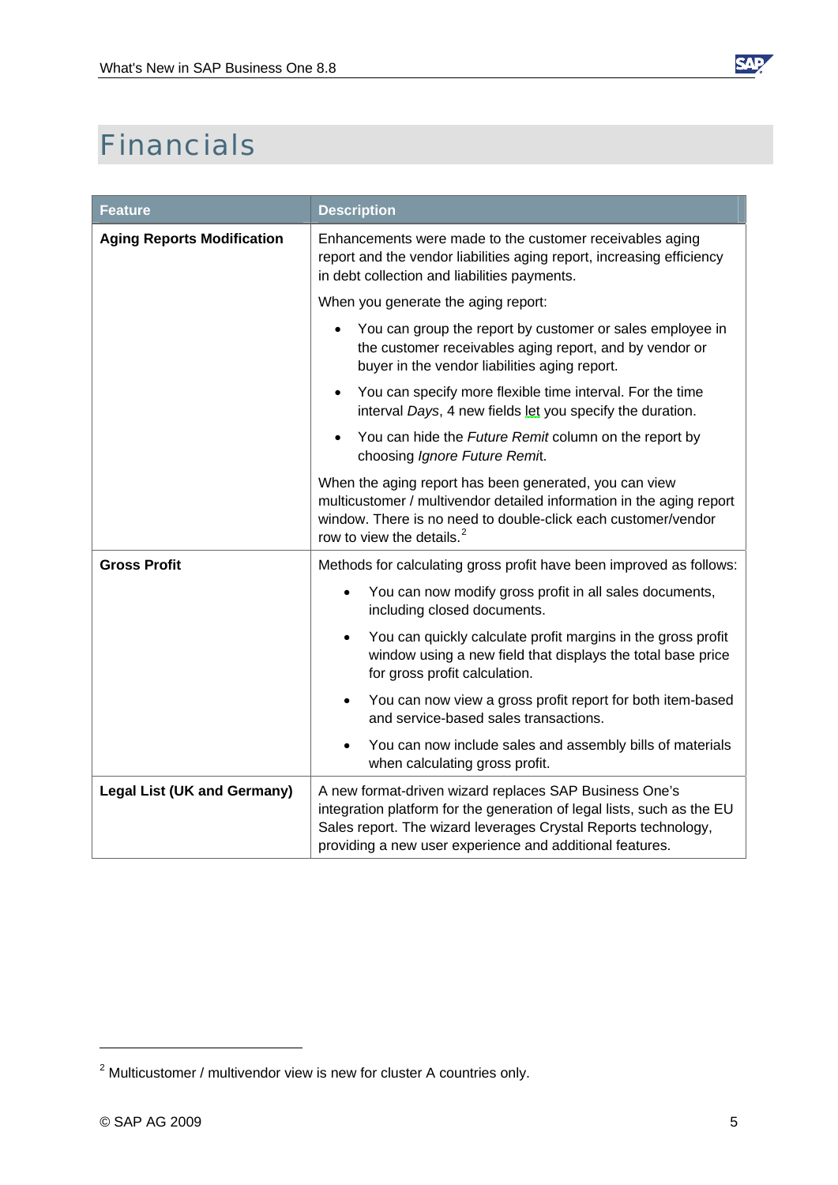# Financials

| Feature | Description |
|---|---|
| **Aging Reports Modification** | Enhancements were made to the customer receivables aging report and the vendor liabilities aging report, increasing efficiency in debt collection and liabilities payments.<br><br>When you generate the aging report:<br><br>• You can group the report by customer or sales employee in the customer receivables aging report, and by vendor or buyer in the vendor liabilities aging report.<br>• You can specify more flexible time interval. For the time interval *Days*, 4 new fields let you specify the duration.<br>• You can hide the *Future Remit* column on the report by choosing *Ignore Future Remit*.<br><br>When the aging report has been generated, you can view multicustomer / multivendor detailed information in the aging report window. There is no need to double-click each customer/vendor row to view the details.[2] |
| **Gross Profit** | Methods for calculating gross profit have been improved as follows:<br><br>• You can now modify gross profit in all sales documents, including closed documents.<br>• You can quickly calculate profit margins in the gross profit window using a new field that displays the total base price for gross profit calculation.<br>• You can now view a gross profit report for both item-based and service-based sales transactions.<br>• You can now include sales and assembly bills of materials when calculating gross profit. |
| **Legal List (UK and Germany)** | A new format-driven wizard replaces SAP Business One's integration platform for the generation of legal lists, such as the EU Sales report. The wizard leverages Crystal Reports technology, providing a new user experience and additional features. |

[2] Multicustomer / multivendor view is new for cluster A countries only.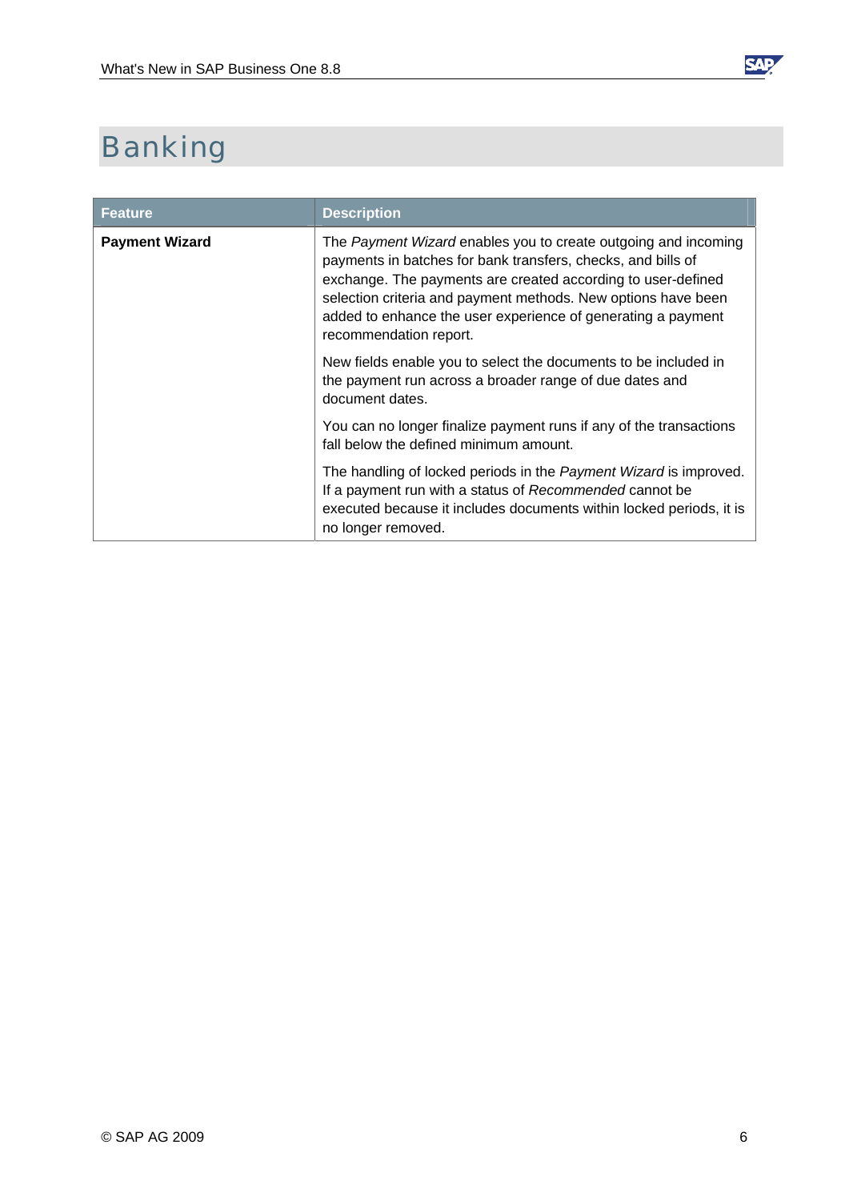# Banking

| Feature | Description |
| --- | --- |
| **Payment Wizard** | The *Payment Wizard* enables you to create outgoing and incoming payments in batches for bank transfers, checks, and bills of exchange. The payments are created according to user-defined selection criteria and payment methods. New options have been added to enhance the user experience of generating a payment recommendation report.<br><br>New fields enable you to select the documents to be included in the payment run across a broader range of due dates and document dates.<br><br>You can no longer finalize payment runs if any of the transactions fall below the defined minimum amount.<br><br>The handling of locked periods in the *Payment Wizard* is improved. If a payment run with a status of *Recommended* cannot be executed because it includes documents within locked periods, it is no longer removed. |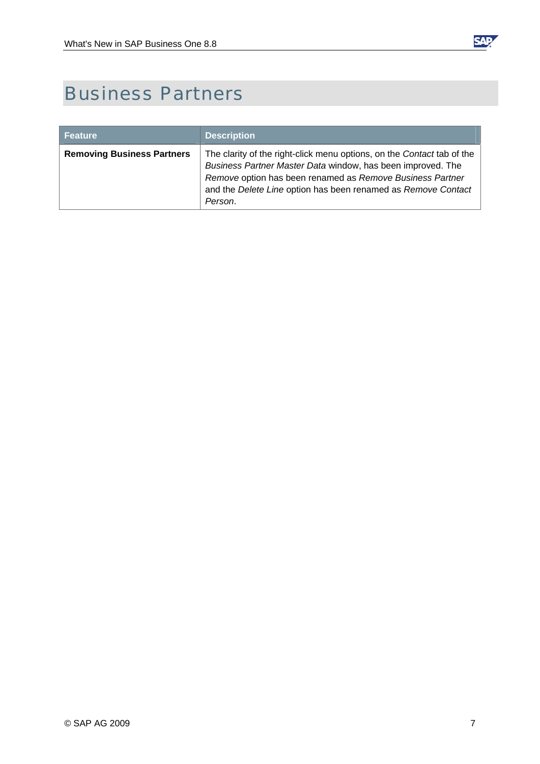# Business Partners

| Feature | Description |
|---|---|
| **Removing Business Partners** | The clarity of the right-click menu options, on the *Contact* tab of the *Business Partner Master Data* window, has been improved. The *Remove* option has been renamed as *Remove Business Partner* and the *Delete Line* option has been renamed as *Remove Contact Person*. |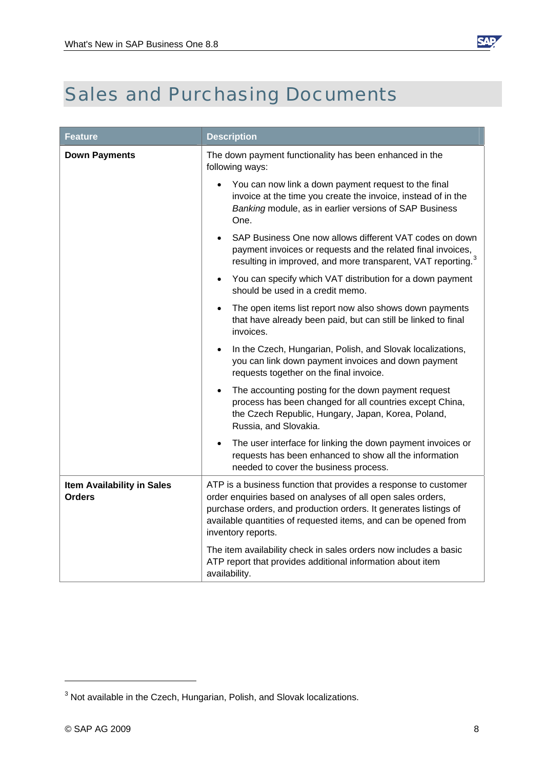# Sales and Purchasing Documents

| Feature | Description |
|---|---|
| **Down Payments** | The down payment functionality has been enhanced in the following ways:<br>• You can now link a down payment request to the final invoice at the time you create the invoice, instead of in the *Banking* module, as in earlier versions of SAP Business One.<br>• SAP Business One now allows different VAT codes on down payment invoices or requests and the related final invoices, resulting in improved, and more transparent, VAT reporting.[3]<br>• You can specify which VAT distribution for a down payment should be used in a credit memo.<br>• The open items list report now also shows down payments that have already been paid, but can still be linked to final invoices.<br>• In the Czech, Hungarian, Polish, and Slovak localizations, you can link down payment invoices and down payment requests together on the final invoice.<br>• The accounting posting for the down payment request process has been changed for all countries except China, the Czech Republic, Hungary, Japan, Korea, Poland, Russia, and Slovakia.<br>• The user interface for linking the down payment invoices or requests has been enhanced to show all the information needed to cover the business process. |
| **Item Availability in Sales Orders** | ATP is a business function that provides a response to customer order enquiries based on analyses of all open sales orders, purchase orders, and production orders. It generates listings of available quantities of requested items, and can be opened from inventory reports.<br>The item availability check in sales orders now includes a basic ATP report that provides additional information about item availability. |

[3] Not available in the Czech, Hungarian, Polish, and Slovak localizations.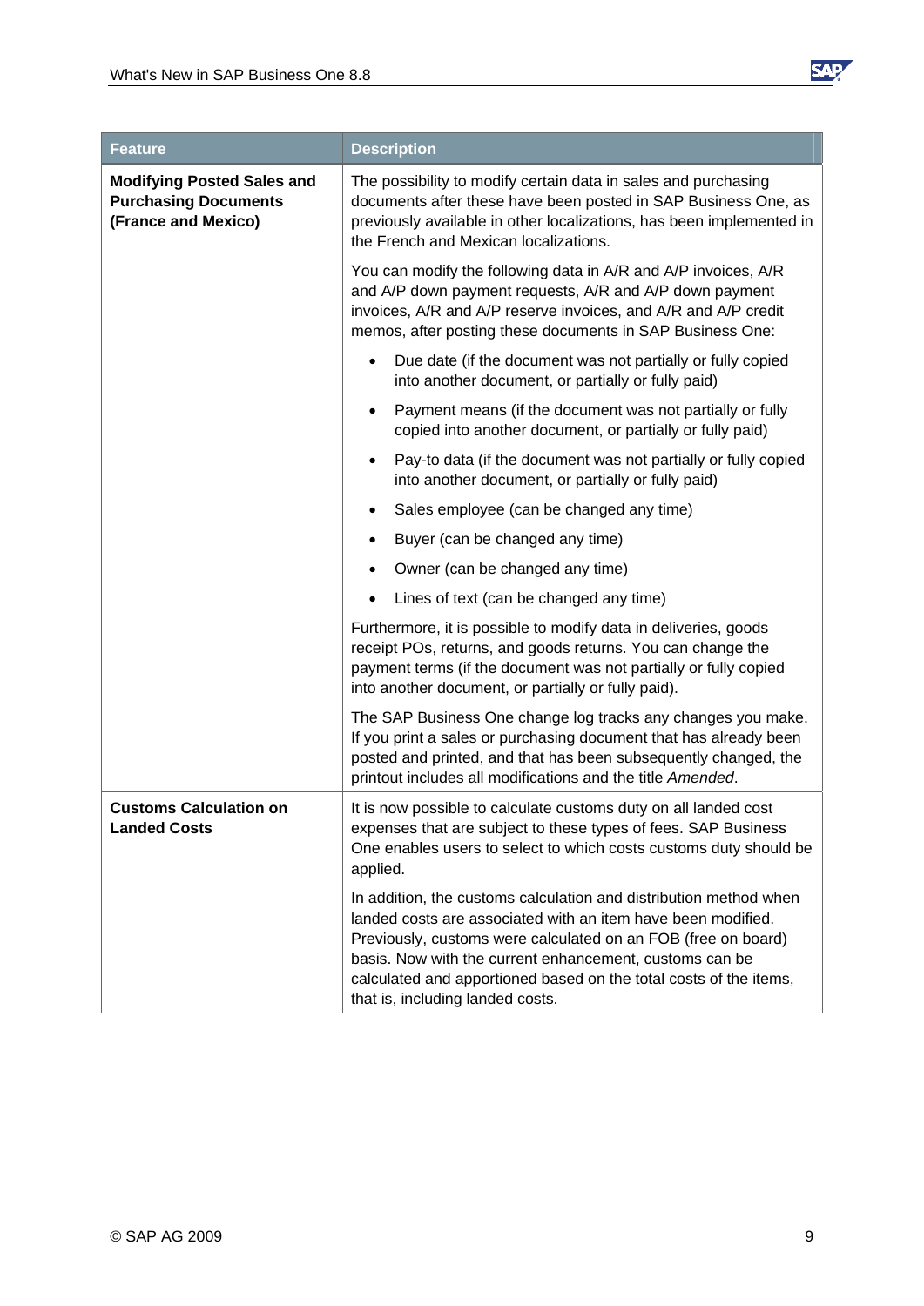| Feature | Description |
|---|---|
| **Modifying Posted Sales and Purchasing Documents (France and Mexico)** | The possibility to modify certain data in sales and purchasing documents after these have been posted in SAP Business One, as previously available in other localizations, has been implemented in the French and Mexican localizations.<br><br>You can modify the following data in A/R and A/P invoices, A/R and A/P down payment requests, A/R and A/P down payment invoices, A/R and A/P reserve invoices, and A/R and A/P credit memos, after posting these documents in SAP Business One:<br>• Due date (if the document was not partially or fully copied into another document, or partially or fully paid)<br>• Payment means (if the document was not partially or fully copied into another document, or partially or fully paid)<br>• Pay-to data (if the document was not partially or fully copied into another document, or partially or fully paid)<br>• Sales employee (can be changed any time)<br>• Buyer (can be changed any time)<br>• Owner (can be changed any time)<br>• Lines of text (can be changed any time)<br><br>Furthermore, it is possible to modify data in deliveries, goods receipt POs, returns, and goods returns. You can change the payment terms (if the document was not partially or fully copied into another document, or partially or fully paid).<br><br>The SAP Business One change log tracks any changes you make. If you print a sales or purchasing document that has already been posted and printed, and that has been subsequently changed, the printout includes all modifications and the title *Amended*. |
| **Customs Calculation on Landed Costs** | It is now possible to calculate customs duty on all landed cost expenses that are subject to these types of fees. SAP Business One enables users to select to which costs customs duty should be applied.<br><br>In addition, the customs calculation and distribution method when landed costs are associated with an item have been modified. Previously, customs were calculated on an FOB (free on board) basis. Now with the current enhancement, customs can be calculated and apportioned based on the total costs of the items, that is, including landed costs. |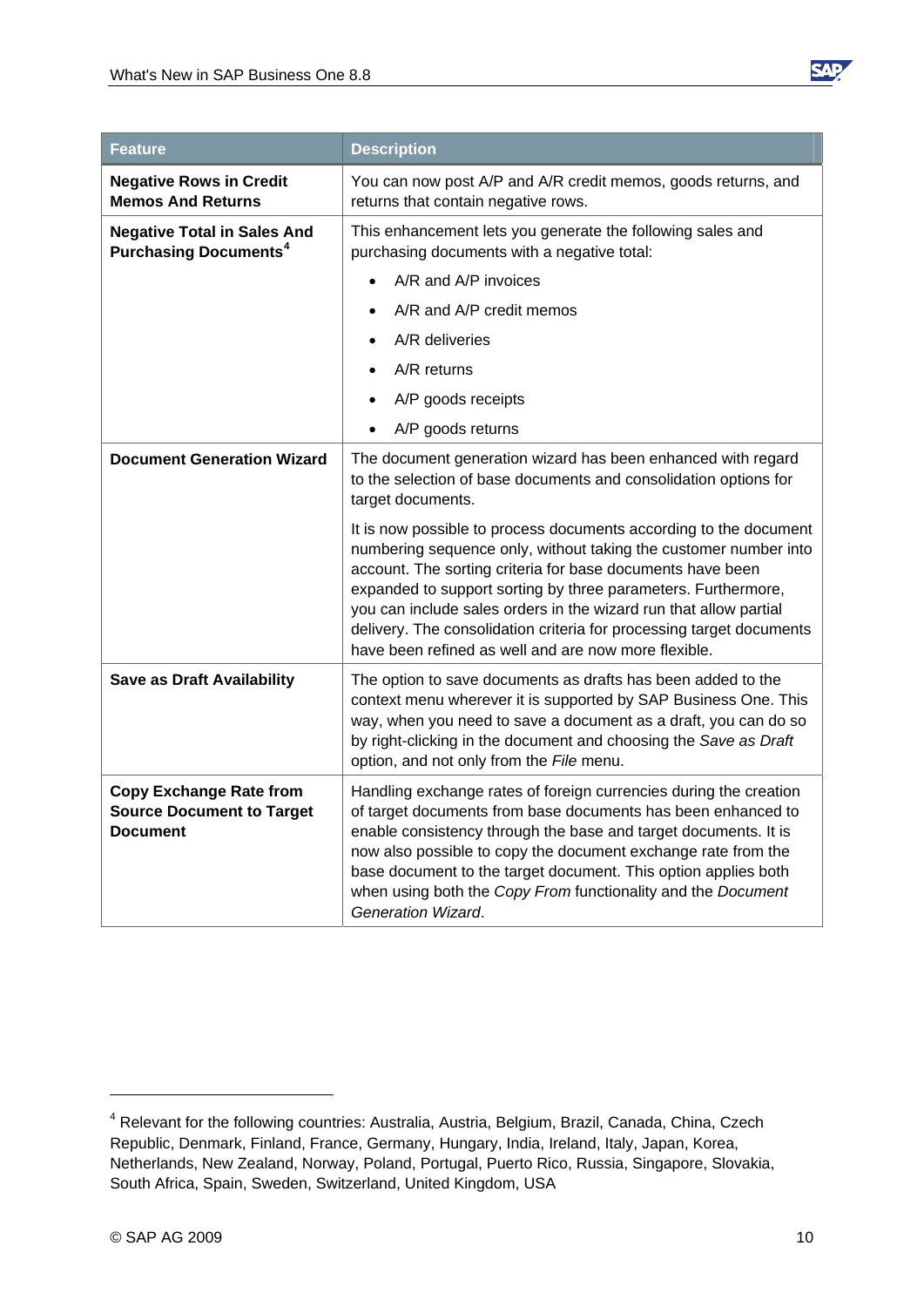| Feature | Description |
|---|---|
| **Negative Rows in Credit Memos And Returns** | You can now post A/P and A/R credit memos, goods returns, and returns that contain negative rows. |
| **Negative Total in Sales And Purchasing Documents**[4] | This enhancement lets you generate the following sales and purchasing documents with a negative total:<br>• A/R and A/P invoices<br>• A/R and A/P credit memos<br>• A/R deliveries<br>• A/R returns<br>• A/P goods receipts<br>• A/P goods returns |
| **Document Generation Wizard** | The document generation wizard has been enhanced with regard to the selection of base documents and consolidation options for target documents.<br><br>It is now possible to process documents according to the document numbering sequence only, without taking the customer number into account. The sorting criteria for base documents have been expanded to support sorting by three parameters. Furthermore, you can include sales orders in the wizard run that allow partial delivery. The consolidation criteria for processing target documents have been refined as well and are now more flexible. |
| **Save as Draft Availability** | The option to save documents as drafts has been added to the context menu wherever it is supported by SAP Business One. This way, when you need to save a document as a draft, you can do so by right-clicking in the document and choosing the *Save as Draft* option, and not only from the *File* menu. |
| **Copy Exchange Rate from Source Document to Target Document** | Handling exchange rates of foreign currencies during the creation of target documents from base documents has been enhanced to enable consistency through the base and target documents. It is now also possible to copy the document exchange rate from the base document to the target document. This option applies both when using both the *Copy From* functionality and the *Document Generation Wizard*. |

[4] Relevant for the following countries: Australia, Austria, Belgium, Brazil, Canada, China, Czech Republic, Denmark, Finland, France, Germany, Hungary, India, Ireland, Italy, Japan, Korea, Netherlands, New Zealand, Norway, Poland, Portugal, Puerto Rico, Russia, Singapore, Slovakia, South Africa, Spain, Sweden, Switzerland, United Kingdom, USA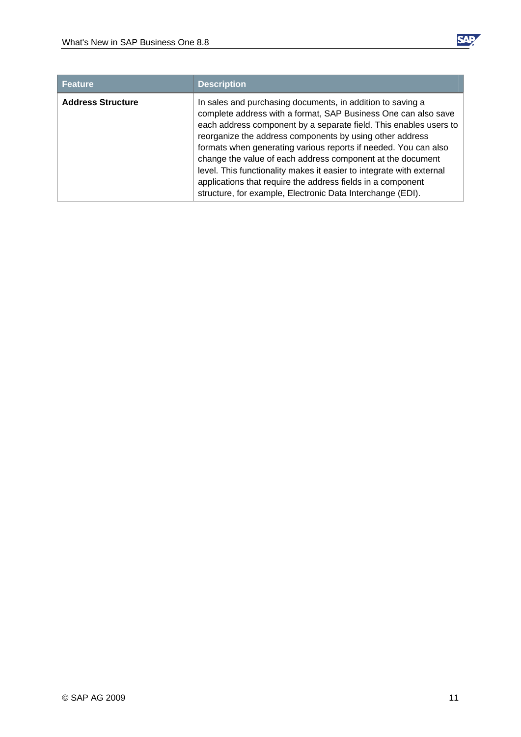| Feature | Description |
| --- | --- |
| **Address Structure** | In sales and purchasing documents, in addition to saving a complete address with a format, SAP Business One can also save each address component by a separate field. This enables users to reorganize the address components by using other address formats when generating various reports if needed. You can also change the value of each address component at the document level. This functionality makes it easier to integrate with external applications that require the address fields in a component structure, for example, Electronic Data Interchange (EDI). |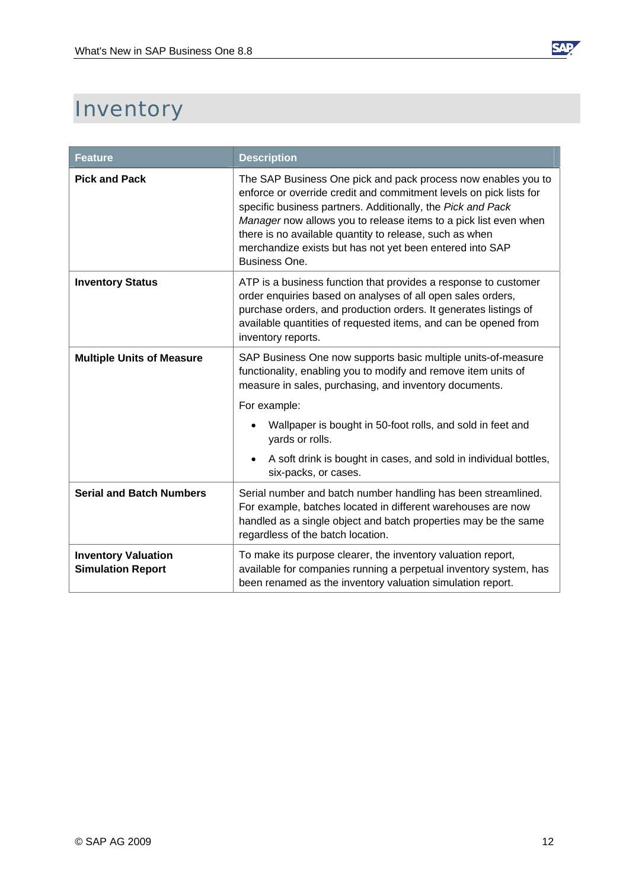# Inventory

| Feature | Description |
|---|---|
| **Pick and Pack** | The SAP Business One pick and pack process now enables you to enforce or override credit and commitment levels on pick lists for specific business partners. Additionally, the *Pick and Pack Manager* now allows you to release items to a pick list even when there is no available quantity to release, such as when merchandize exists but has not yet been entered into SAP Business One. |
| **Inventory Status** | ATP is a business function that provides a response to customer order enquiries based on analyses of all open sales orders, purchase orders, and production orders. It generates listings of available quantities of requested items, and can be opened from inventory reports. |
| **Multiple Units of Measure** | SAP Business One now supports basic multiple units-of-measure functionality, enabling you to modify and remove item units of measure in sales, purchasing, and inventory documents.<br><br>For example:<br><br>• Wallpaper is bought in 50-foot rolls, and sold in feet and yards or rolls.<br><br>• A soft drink is bought in cases, and sold in individual bottles, six-packs, or cases. |
| **Serial and Batch Numbers** | Serial number and batch number handling has been streamlined. For example, batches located in different warehouses are now handled as a single object and batch properties may be the same regardless of the batch location. |
| **Inventory Valuation Simulation Report** | To make its purpose clearer, the inventory valuation report, available for companies running a perpetual inventory system, has been renamed as the inventory valuation simulation report. |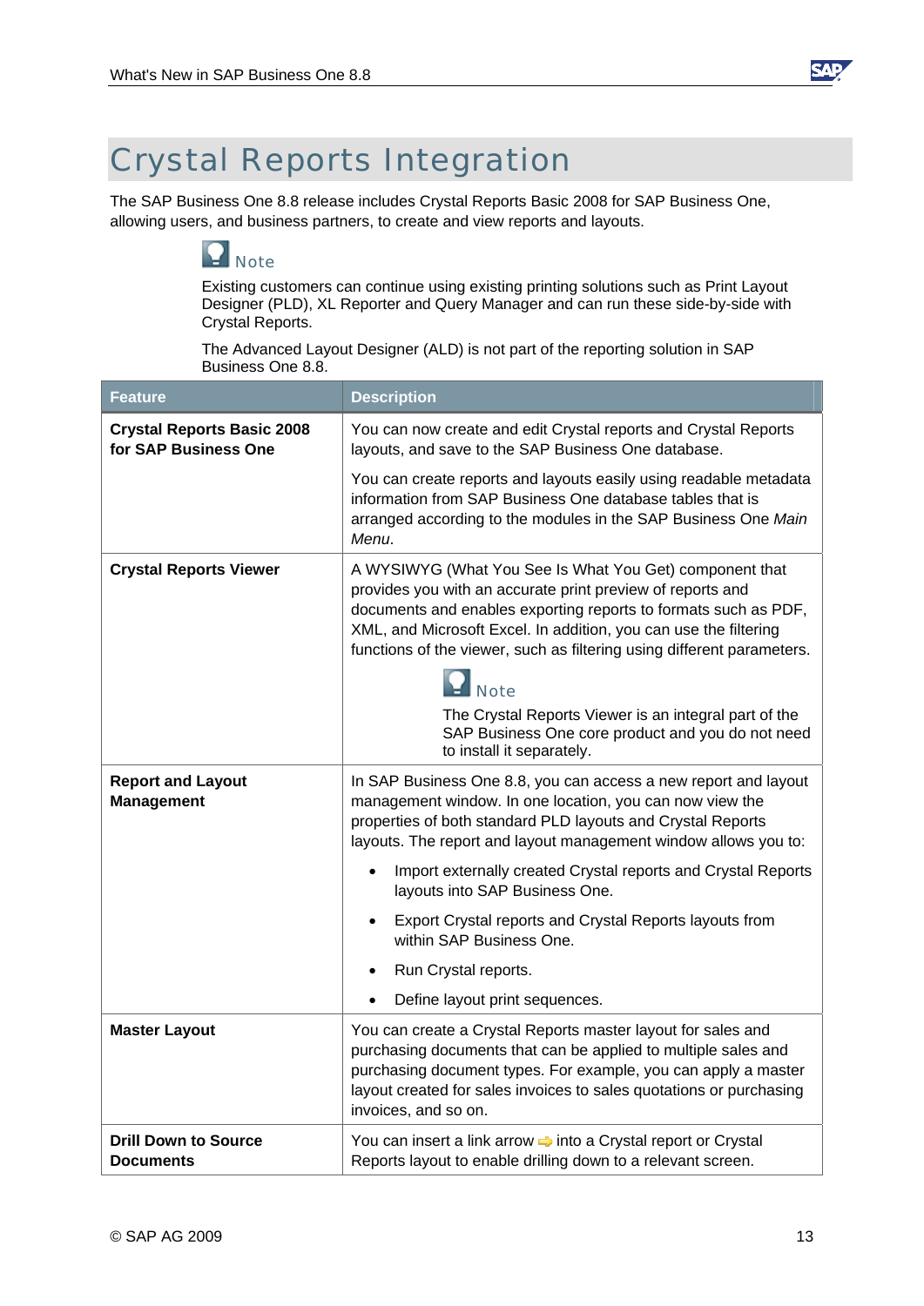# Crystal Reports Integration

The SAP Business One 8.8 release includes Crystal Reports Basic 2008 for SAP Business One, allowing users, and business partners, to create and view reports and layouts.

> **Note**
>
> Existing customers can continue using existing printing solutions such as Print Layout Designer (PLD), XL Reporter and Query Manager and can run these side-by-side with Crystal Reports.
>
> The Advanced Layout Designer (ALD) is not part of the reporting solution in SAP Business One 8.8.

| Feature | Description |
|---|---|
| **Crystal Reports Basic 2008 for SAP Business One** | You can now create and edit Crystal reports and Crystal Reports layouts, and save to the SAP Business One database.<br><br>You can create reports and layouts easily using readable metadata information from SAP Business One database tables that is arranged according to the modules in the SAP Business One *Main Menu*. |
| **Crystal Reports Viewer** | A WYSIWYG (What You See Is What You Get) component that provides you with an accurate print preview of reports and documents and enables exporting reports to formats such as PDF, XML, and Microsoft Excel. In addition, you can use the filtering functions of the viewer, such as filtering using different parameters.<br><br>**Note**<br>The Crystal Reports Viewer is an integral part of the SAP Business One core product and you do not need to install it separately. |
| **Report and Layout Management** | In SAP Business One 8.8, you can access a new report and layout management window. In one location, you can now view the properties of both standard PLD layouts and Crystal Reports layouts. The report and layout management window allows you to:<br>• Import externally created Crystal reports and Crystal Reports layouts into SAP Business One.<br>• Export Crystal reports and Crystal Reports layouts from within SAP Business One.<br>• Run Crystal reports.<br>• Define layout print sequences. |
| **Master Layout** | You can create a Crystal Reports master layout for sales and purchasing documents that can be applied to multiple sales and purchasing document types. For example, you can apply a master layout created for sales invoices to sales quotations or purchasing invoices, and so on. |
| **Drill Down to Source Documents** | You can insert a link arrow ⇨ into a Crystal report or Crystal Reports layout to enable drilling down to a relevant screen. |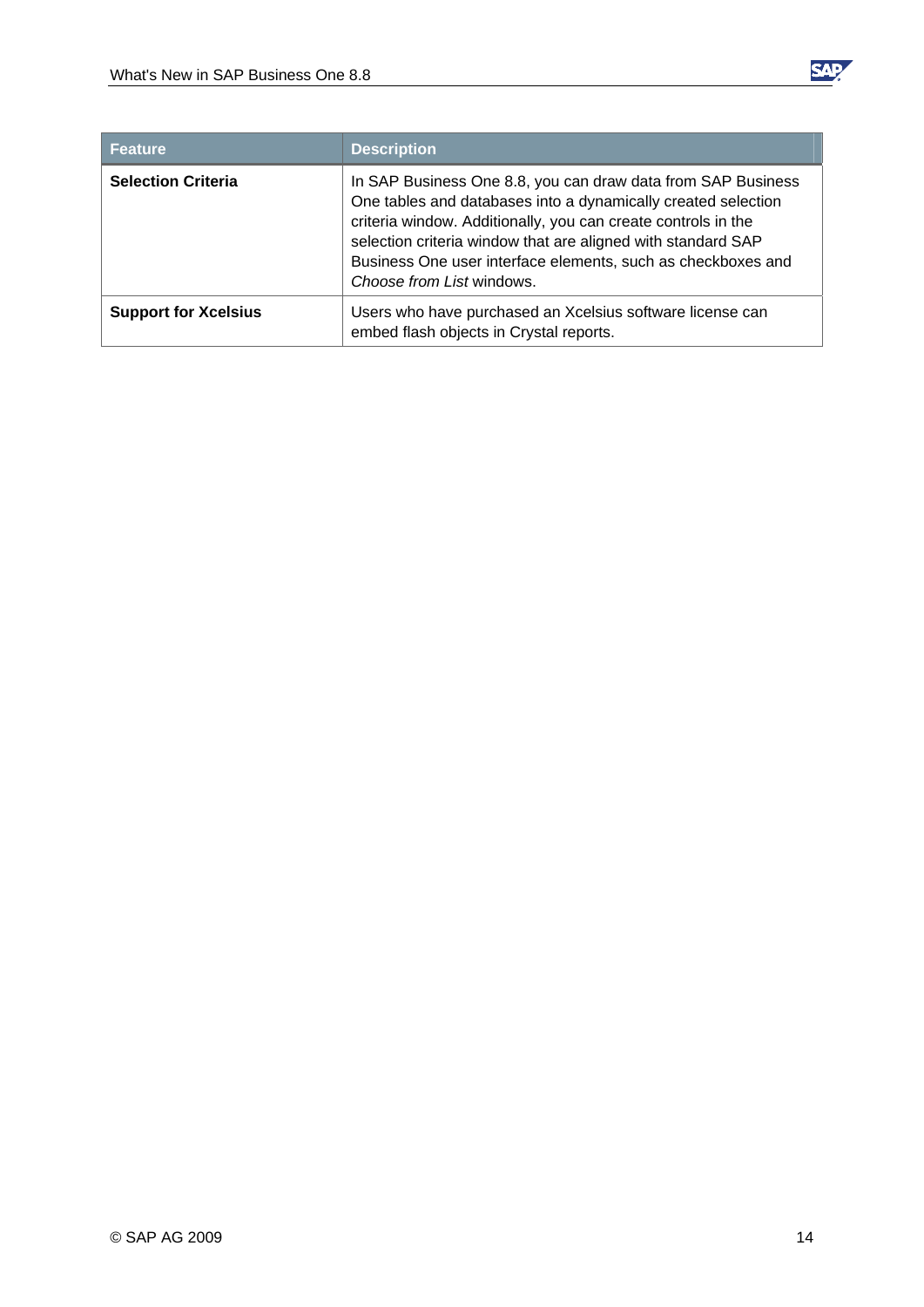| Feature | Description |
| --- | --- |
| **Selection Criteria** | In SAP Business One 8.8, you can draw data from SAP Business One tables and databases into a dynamically created selection criteria window. Additionally, you can create controls in the selection criteria window that are aligned with standard SAP Business One user interface elements, such as checkboxes and *Choose from List* windows. |
| **Support for Xcelsius** | Users who have purchased an Xcelsius software license can embed flash objects in Crystal reports. |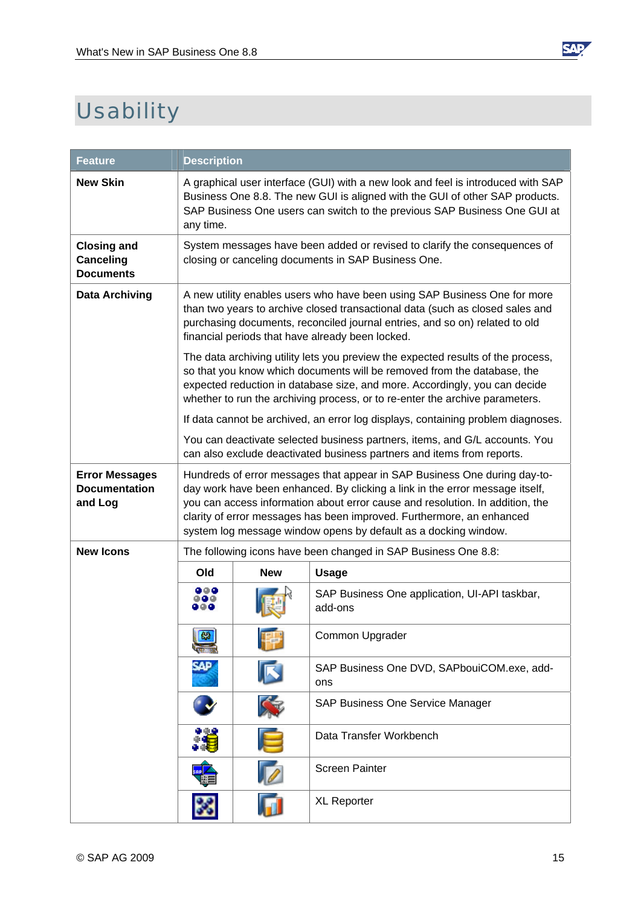# Usability

| Feature | Description |
|---|---|
| **New Skin** | A graphical user interface (GUI) with a new look and feel is introduced with SAP Business One 8.8. The new GUI is aligned with the GUI of other SAP products. SAP Business One users can switch to the previous SAP Business One GUI at any time. |
| **Closing and Canceling Documents** | System messages have been added or revised to clarify the consequences of closing or canceling documents in SAP Business One. |
| **Data Archiving** | A new utility enables users who have been using SAP Business One for more than two years to archive closed transactional data (such as closed sales and purchasing documents, reconciled journal entries, and so on) related to old financial periods that have already been locked.<br><br>The data archiving utility lets you preview the expected results of the process, so that you know which documents will be removed from the database, the expected reduction in database size, and more. Accordingly, you can decide whether to run the archiving process, or to re-enter the archive parameters.<br><br>If data cannot be archived, an error log displays, containing problem diagnoses.<br><br>You can deactivate selected business partners, items, and G/L accounts. You can also exclude deactivated business partners and items from reports. |
| **Error Messages Documentation and Log** | Hundreds of error messages that appear in SAP Business One during day-to-day work have been enhanced. By clicking a link in the error message itself, you can access information about error cause and resolution. In addition, the clarity of error messages has been improved. Furthermore, an enhanced system log message window opens by default as a docking window. |
| **New Icons** | The following icons have been changed in SAP Business One 8.8: |

| Old | New | Usage |
|---|---|---|
| | | SAP Business One application, UI-API taskbar, add-ons |
| | | Common Upgrader |
| | | SAP Business One DVD, SAPbouiCOM.exe, add-ons |
| | | SAP Business One Service Manager |
| | | Data Transfer Workbench |
| | | Screen Painter |
| | | XL Reporter |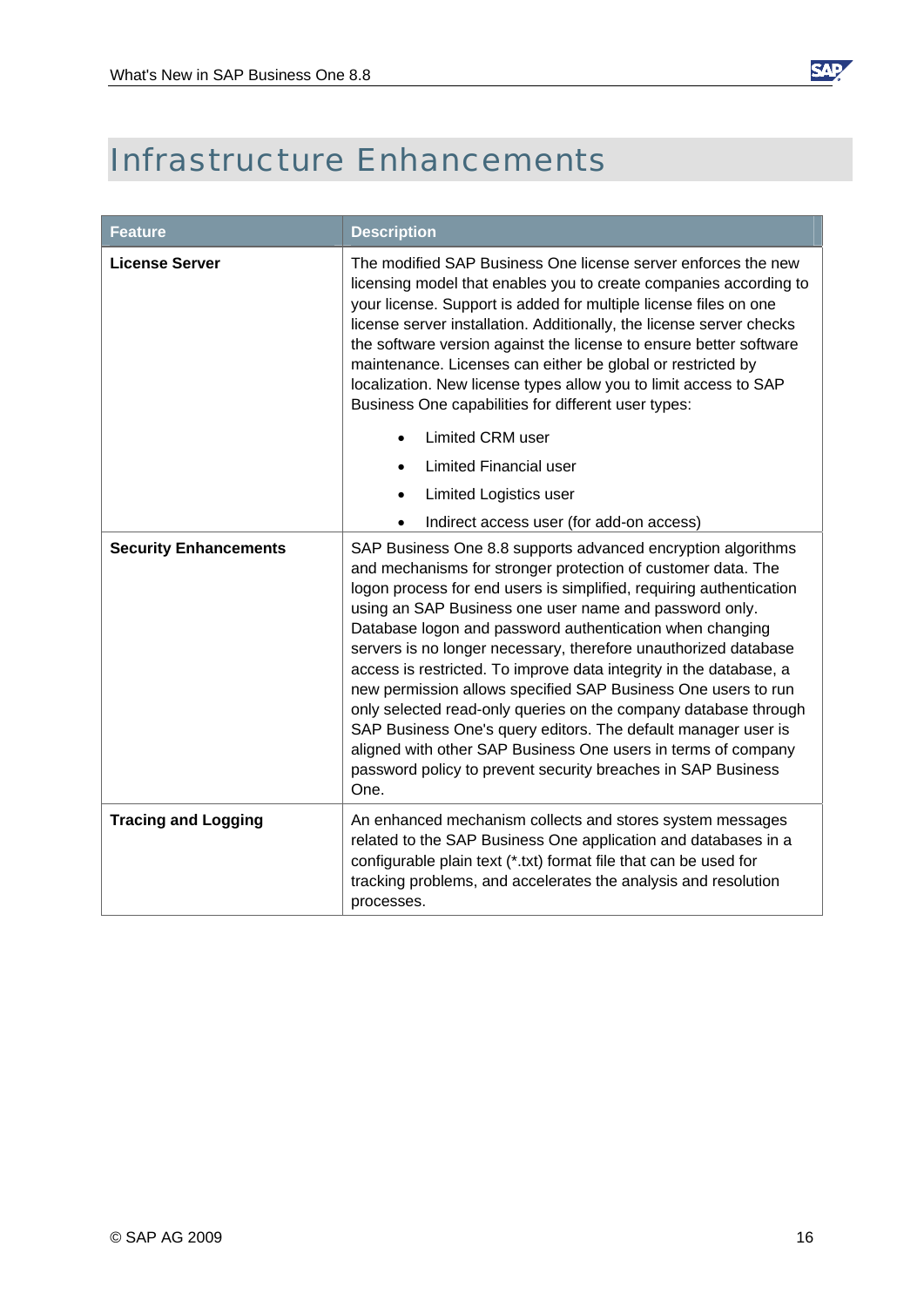# Infrastructure Enhancements

| Feature | Description |
|---|---|
| **License Server** | The modified SAP Business One license server enforces the new licensing model that enables you to create companies according to your license. Support is added for multiple license files on one license server installation. Additionally, the license server checks the software version against the license to ensure better software maintenance. Licenses can either be global or restricted by localization. New license types allow you to limit access to SAP Business One capabilities for different user types:<br>• Limited CRM user<br>• Limited Financial user<br>• Limited Logistics user<br>• Indirect access user (for add-on access) |
| **Security Enhancements** | SAP Business One 8.8 supports advanced encryption algorithms and mechanisms for stronger protection of customer data. The logon process for end users is simplified, requiring authentication using an SAP Business one user name and password only. Database logon and password authentication when changing servers is no longer necessary, therefore unauthorized database access is restricted. To improve data integrity in the database, a new permission allows specified SAP Business One users to run only selected read-only queries on the company database through SAP Business One's query editors. The default manager user is aligned with other SAP Business One users in terms of company password policy to prevent security breaches in SAP Business One. |
| **Tracing and Logging** | An enhanced mechanism collects and stores system messages related to the SAP Business One application and databases in a configurable plain text (*.txt) format file that can be used for tracking problems, and accelerates the analysis and resolution processes. |

© SAP AG 2009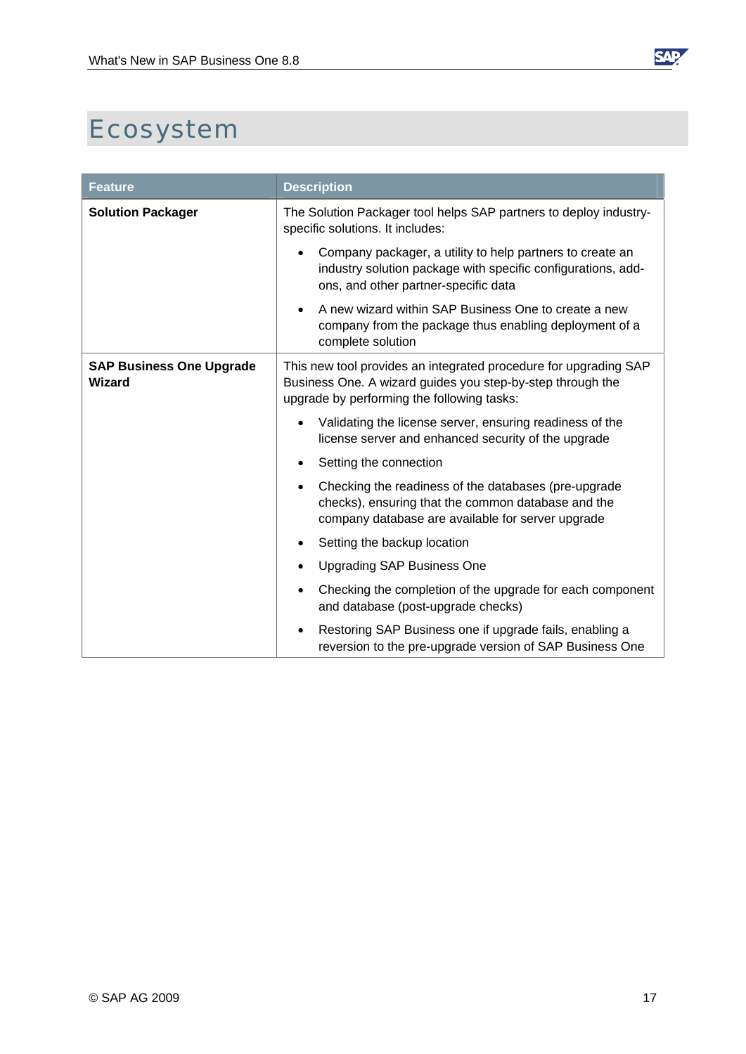# Ecosystem

| Feature | Description |
|---|---|
| **Solution Packager** | The Solution Packager tool helps SAP partners to deploy industry-specific solutions. It includes:<br>• Company packager, a utility to help partners to create an industry solution package with specific configurations, add-ons, and other partner-specific data<br>• A new wizard within SAP Business One to create a new company from the package thus enabling deployment of a complete solution |
| **SAP Business One Upgrade Wizard** | This new tool provides an integrated procedure for upgrading SAP Business One. A wizard guides you step-by-step through the upgrade by performing the following tasks:<br>• Validating the license server, ensuring readiness of the license server and enhanced security of the upgrade<br>• Setting the connection<br>• Checking the readiness of the databases (pre-upgrade checks), ensuring that the common database and the company database are available for server upgrade<br>• Setting the backup location<br>• Upgrading SAP Business One<br>• Checking the completion of the upgrade for each component and database (post-upgrade checks)<br>• Restoring SAP Business one if upgrade fails, enabling a reversion to the pre-upgrade version of SAP Business One |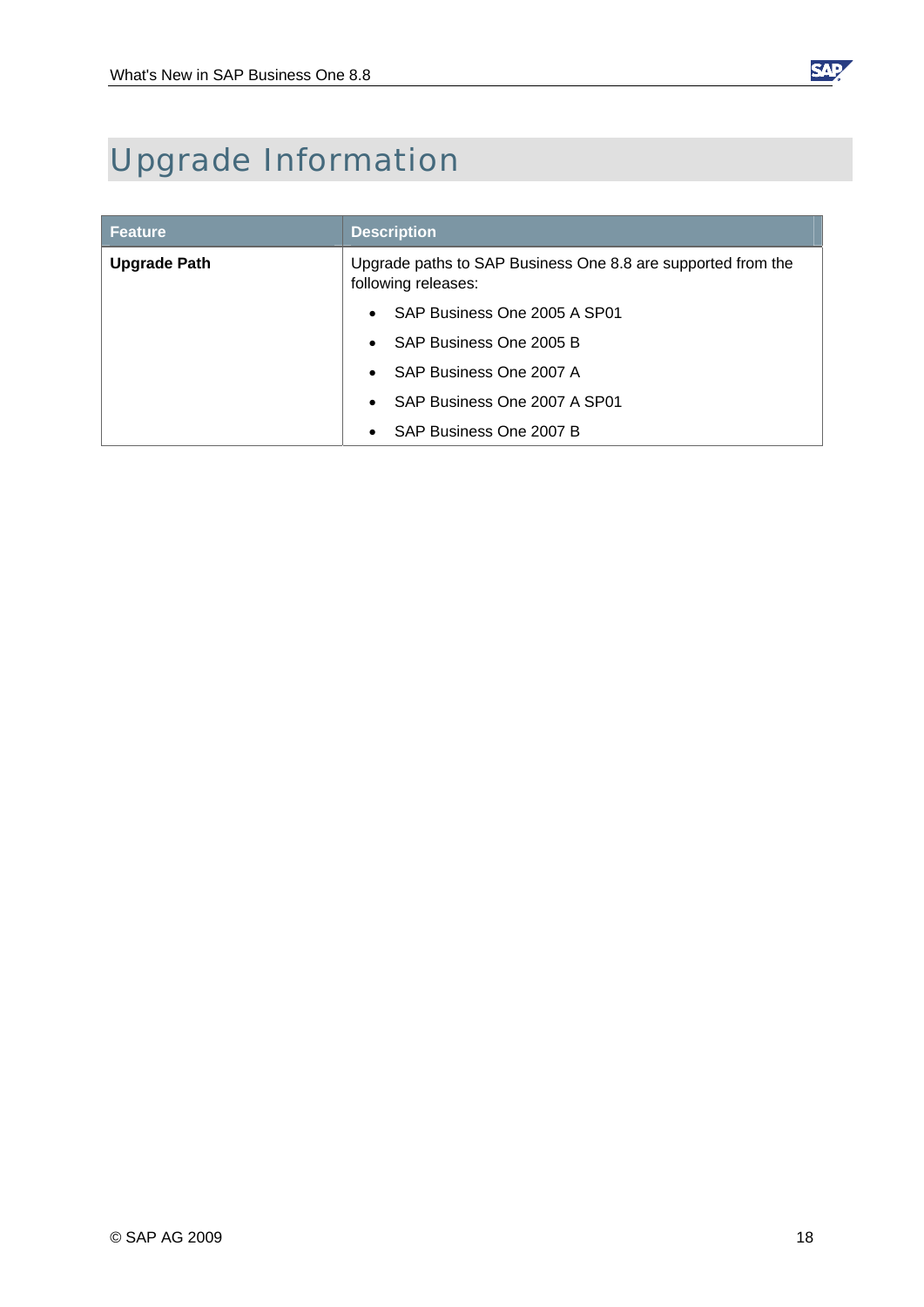# Upgrade Information

| Feature | Description |
| --- | --- |
| **Upgrade Path** | Upgrade paths to SAP Business One 8.8 are supported from the following releases:<br>• SAP Business One 2005 A SP01<br>• SAP Business One 2005 B<br>• SAP Business One 2007 A<br>• SAP Business One 2007 A SP01<br>• SAP Business One 2007 B |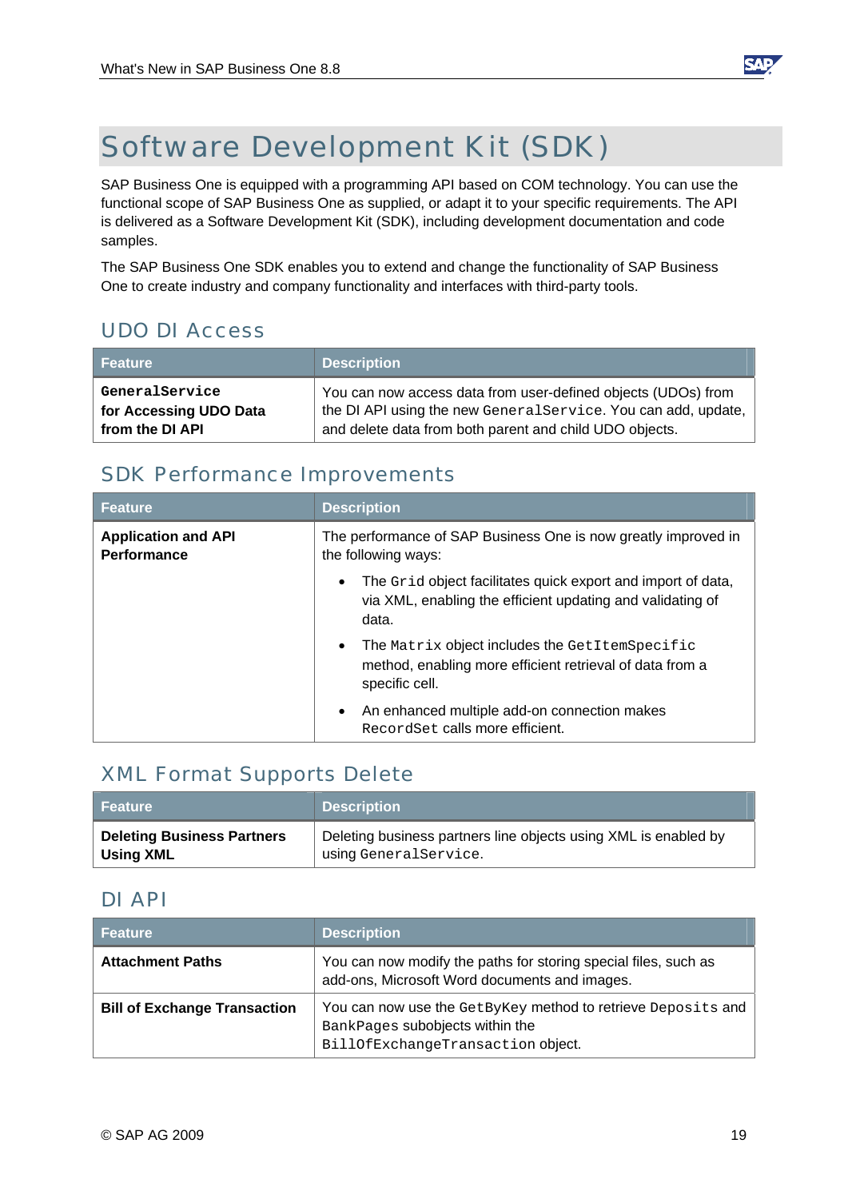# Software Development Kit (SDK)

SAP Business One is equipped with a programming API based on COM technology. You can use the functional scope of SAP Business One as supplied, or adapt it to your specific requirements. The API is delivered as a Software Development Kit (SDK), including development documentation and code samples.

The SAP Business One SDK enables you to extend and change the functionality of SAP Business One to create industry and company functionality and interfaces with third-party tools.

## UDO DI Access

| Feature | Description |
|---|---|
| **`GeneralService` for Accessing UDO Data from the DI API** | You can now access data from user-defined objects (UDOs) from the DI API using the new `GeneralService`. You can add, update, and delete data from both parent and child UDO objects. |

## SDK Performance Improvements

| Feature | Description |
|---|---|
| **Application and API Performance** | The performance of SAP Business One is now greatly improved in the following ways:<br>• The `Grid` object facilitates quick export and import of data, via XML, enabling the efficient updating and validating of data.<br>• The `Matrix` object includes the `GetItemSpecific` method, enabling more efficient retrieval of data from a specific cell.<br>• An enhanced multiple add-on connection makes `RecordSet` calls more efficient. |

## XML Format Supports Delete

| Feature | Description |
|---|---|
| **Deleting Business Partners Using XML** | Deleting business partners line objects using XML is enabled by using `GeneralService`. |

## DI API

| Feature | Description |
|---|---|
| **Attachment Paths** | You can now modify the paths for storing special files, such as add-ons, Microsoft Word documents and images. |
| **Bill of Exchange Transaction** | You can now use the `GetByKey` method to retrieve `Deposits` and `BankPages` subobjects within the `BillOfExchangeTransaction` object. |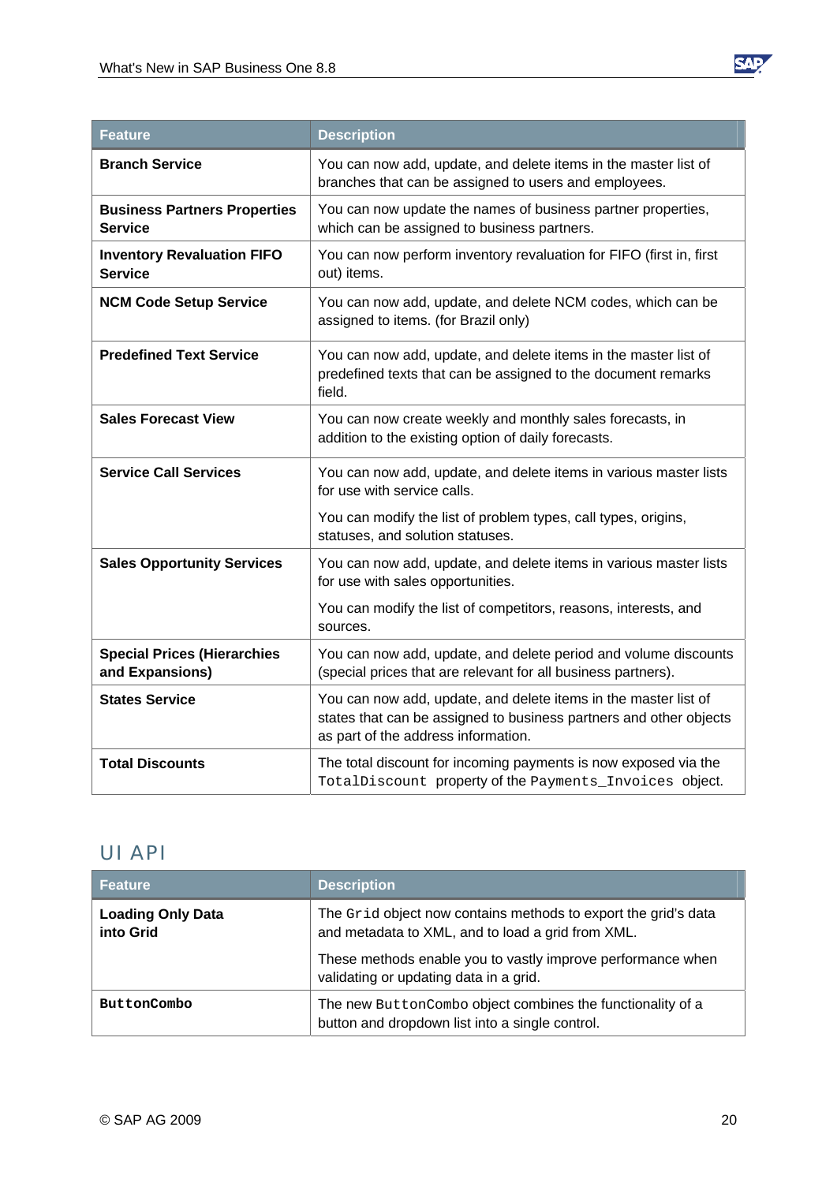| Feature | Description |
|---|---|
| **Branch Service** | You can now add, update, and delete items in the master list of branches that can be assigned to users and employees. |
| **Business Partners Properties Service** | You can now update the names of business partner properties, which can be assigned to business partners. |
| **Inventory Revaluation FIFO Service** | You can now perform inventory revaluation for FIFO (first in, first out) items. |
| **NCM Code Setup Service** | You can now add, update, and delete NCM codes, which can be assigned to items. (for Brazil only) |
| **Predefined Text Service** | You can now add, update, and delete items in the master list of predefined texts that can be assigned to the document remarks field. |
| **Sales Forecast View** | You can now create weekly and monthly sales forecasts, in addition to the existing option of daily forecasts. |
| **Service Call Services** | You can now add, update, and delete items in various master lists for use with service calls.<br><br>You can modify the list of problem types, call types, origins, statuses, and solution statuses. |
| **Sales Opportunity Services** | You can now add, update, and delete items in various master lists for use with sales opportunities.<br><br>You can modify the list of competitors, reasons, interests, and sources. |
| **Special Prices (Hierarchies and Expansions)** | You can now add, update, and delete period and volume discounts (special prices that are relevant for all business partners). |
| **States Service** | You can now add, update, and delete items in the master list of states that can be assigned to business partners and other objects as part of the address information. |
| **Total Discounts** | The total discount for incoming payments is now exposed via the `TotalDiscount` property of the `Payments_Invoices` object. |

## UI API

| Feature | Description |
|---|---|
| **Loading Only Data into Grid** | The `Grid` object now contains methods to export the grid's data and metadata to XML, and to load a grid from XML.<br><br>These methods enable you to vastly improve performance when validating or updating data in a grid. |
| **`ButtonCombo`** | The new `ButtonCombo` object combines the functionality of a button and dropdown list into a single control. |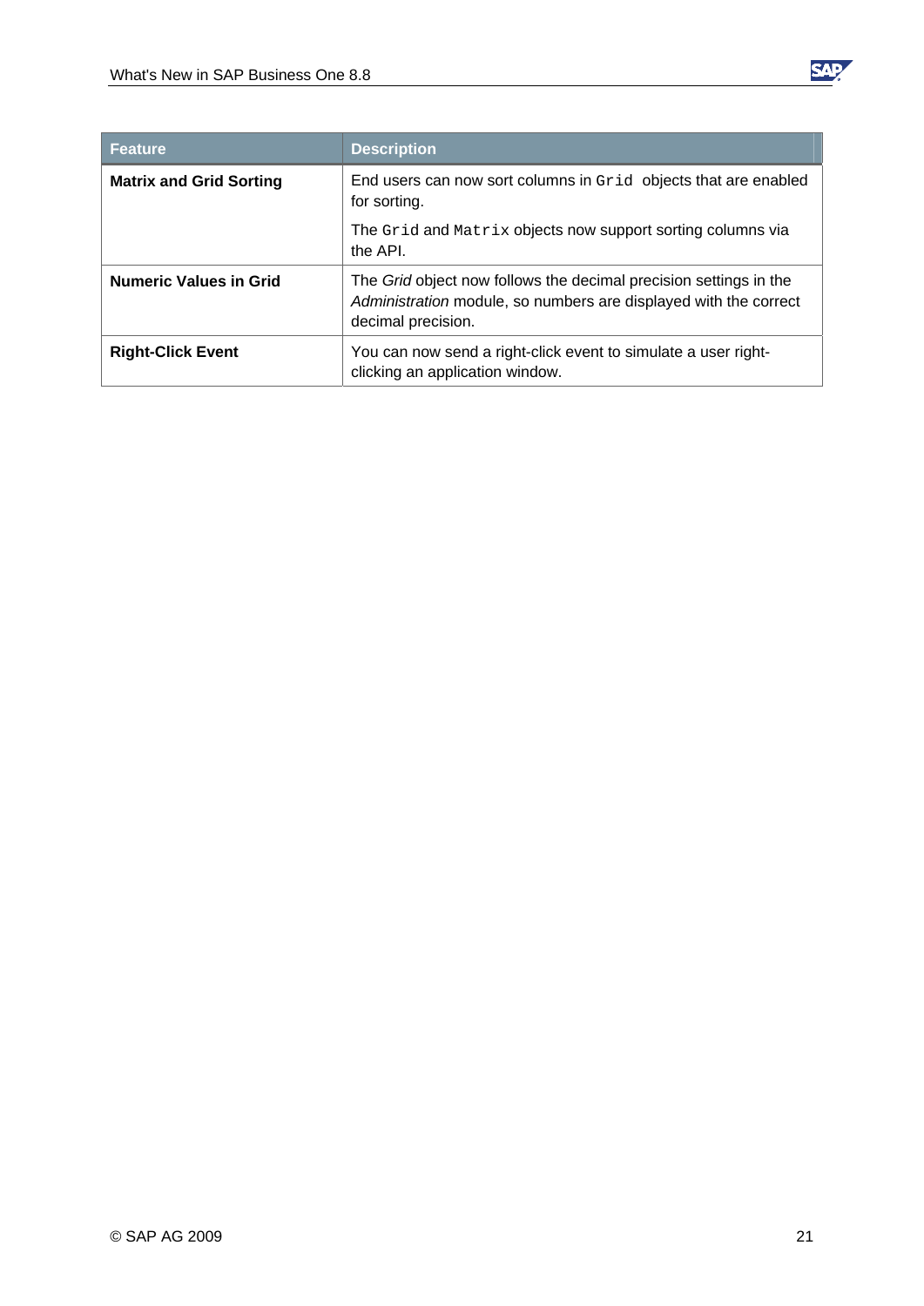| Feature | Description |
| --- | --- |
| **Matrix and Grid Sorting** | End users can now sort columns in `Grid` objects that are enabled for sorting.<br><br>The `Grid` and `Matrix` objects now support sorting columns via the API. |
| **Numeric Values in Grid** | The *Grid* object now follows the decimal precision settings in the *Administration* module, so numbers are displayed with the correct decimal precision. |
| **Right-Click Event** | You can now send a right-click event to simulate a user right-clicking an application window. |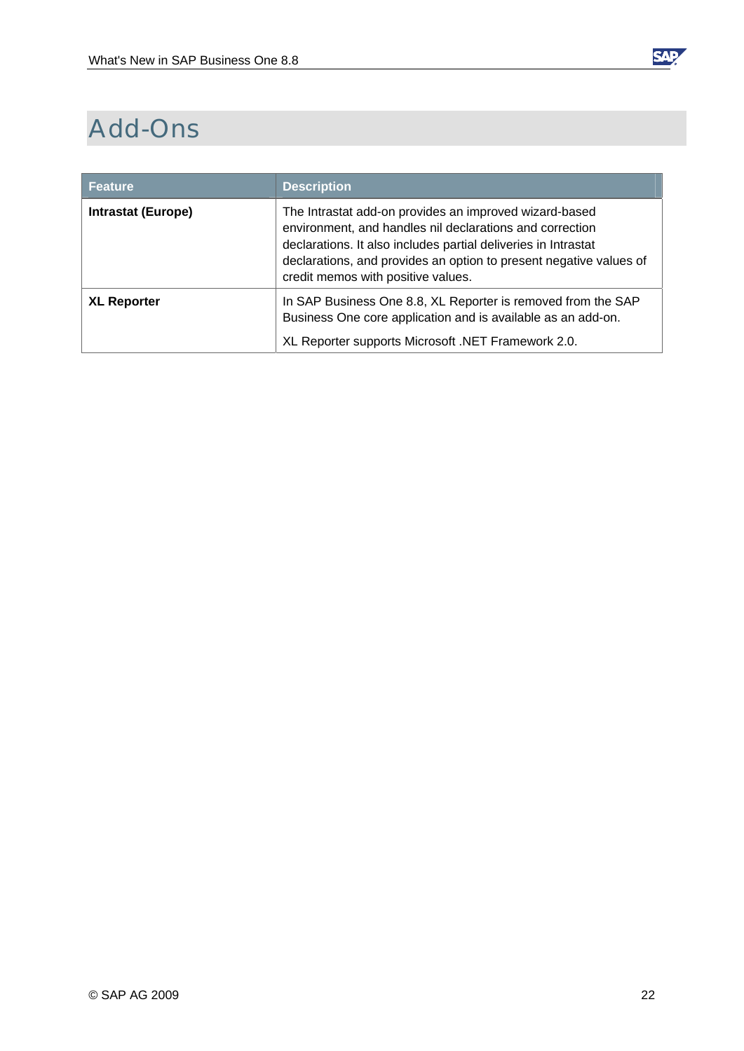# Add-Ons

| Feature | Description |
|---|---|
| **Intrastat (Europe)** | The Intrastat add-on provides an improved wizard-based environment, and handles nil declarations and correction declarations. It also includes partial deliveries in Intrastat declarations, and provides an option to present negative values of credit memos with positive values. |
| **XL Reporter** | In SAP Business One 8.8, XL Reporter is removed from the SAP Business One core application and is available as an add-on.<br><br>XL Reporter supports Microsoft .NET Framework 2.0. |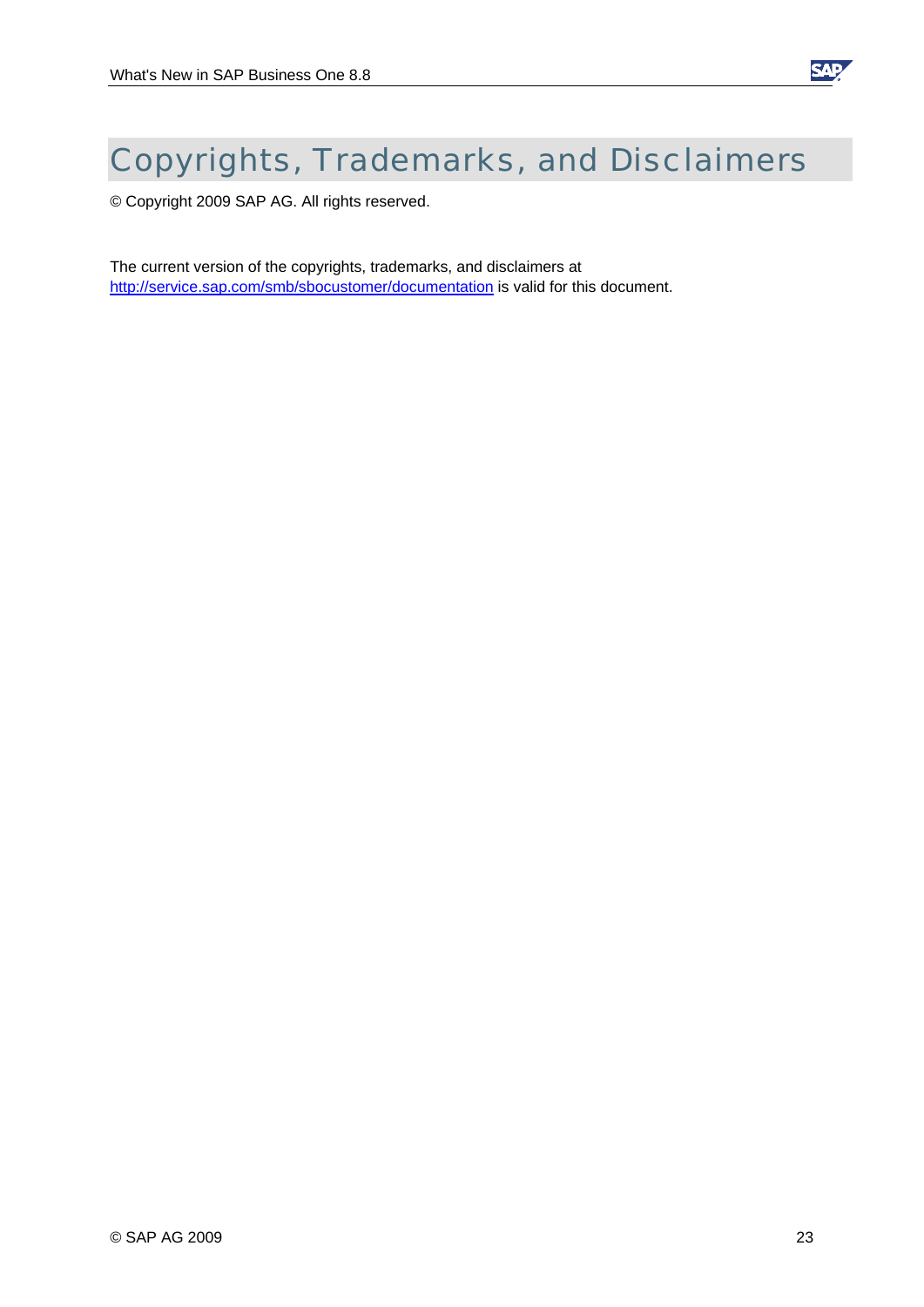# Copyrights, Trademarks, and Disclaimers

© Copyright 2009 SAP AG. All rights reserved.

The current version of the copyrights, trademarks, and disclaimers at http://service.sap.com/smb/sbocustomer/documentation is valid for this document.